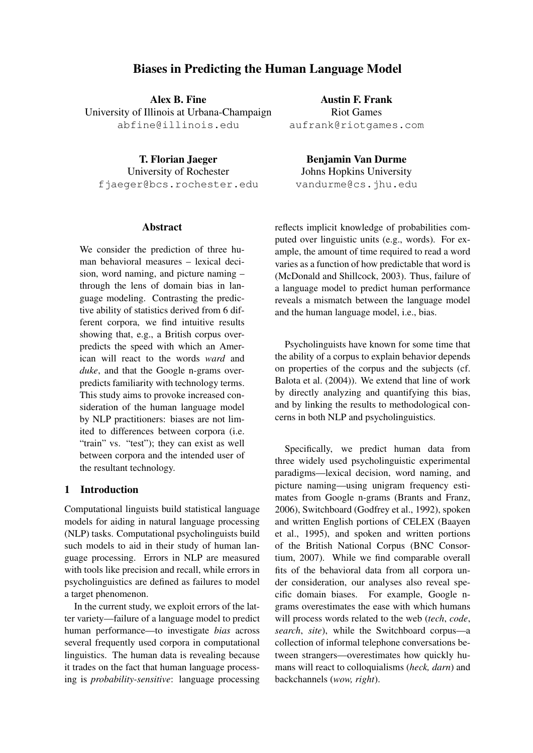# Biases in Predicting the Human Language Model

**Alex B. Fine**
University of Illinois at Urbana-Champaign
abfine@illinois.edu

**Austin F. Frank**
Riot Games
aufrank@riotgames.com

**T. Florian Jaeger**
University of Rochester
fjaeger@bcs.rochester.edu

**Benjamin Van Durme**
Johns Hopkins University
vandurme@cs.jhu.edu

## Abstract

We consider the prediction of three human behavioral measures – lexical decision, word naming, and picture naming – through the lens of domain bias in language modeling. Contrasting the predictive ability of statistics derived from 6 different corpora, we find intuitive results showing that, e.g., a British corpus overpredicts the speed with which an American will react to the words *ward* and *duke*, and that the Google n-grams overpredicts familiarity with technology terms. This study aims to provoke increased consideration of the human language model by NLP practitioners: biases are not limited to differences between corpora (i.e. "train" vs. "test"); they can exist as well between corpora and the intended user of the resultant technology.

## 1 Introduction

Computational linguists build statistical language models for aiding in natural language processing (NLP) tasks. Computational psycholinguists build such models to aid in their study of human language processing. Errors in NLP are measured with tools like precision and recall, while errors in psycholinguistics are defined as failures to model a target phenomenon.

In the current study, we exploit errors of the latter variety—failure of a language model to predict human performance—to investigate *bias* across several frequently used corpora in computational linguistics. The human data is revealing because it trades on the fact that human language processing is *probability-sensitive*: language processing reflects implicit knowledge of probabilities computed over linguistic units (e.g., words). For example, the amount of time required to read a word varies as a function of how predictable that word is (McDonald and Shillcock, 2003). Thus, failure of a language model to predict human performance reveals a mismatch between the language model and the human language model, i.e., bias.

Psycholinguists have known for some time that the ability of a corpus to explain behavior depends on properties of the corpus and the subjects (cf. Balota et al. (2004)). We extend that line of work by directly analyzing and quantifying this bias, and by linking the results to methodological concerns in both NLP and psycholinguistics.

Specifically, we predict human data from three widely used psycholinguistic experimental paradigms—lexical decision, word naming, and picture naming—using unigram frequency estimates from Google n-grams (Brants and Franz, 2006), Switchboard (Godfrey et al., 1992), spoken and written English portions of CELEX (Baayen et al., 1995), and spoken and written portions of the British National Corpus (BNC Consortium, 2007). While we find comparable overall fits of the behavioral data from all corpora under consideration, our analyses also reveal specific domain biases. For example, Google n-grams overestimates the ease with which humans will process words related to the web (*tech*, *code*, *search*, *site*), while the Switchboard corpus—a collection of informal telephone conversations between strangers—overestimates how quickly humans will react to colloquialisms (*heck, darn*) and backchannels (*wow, right*).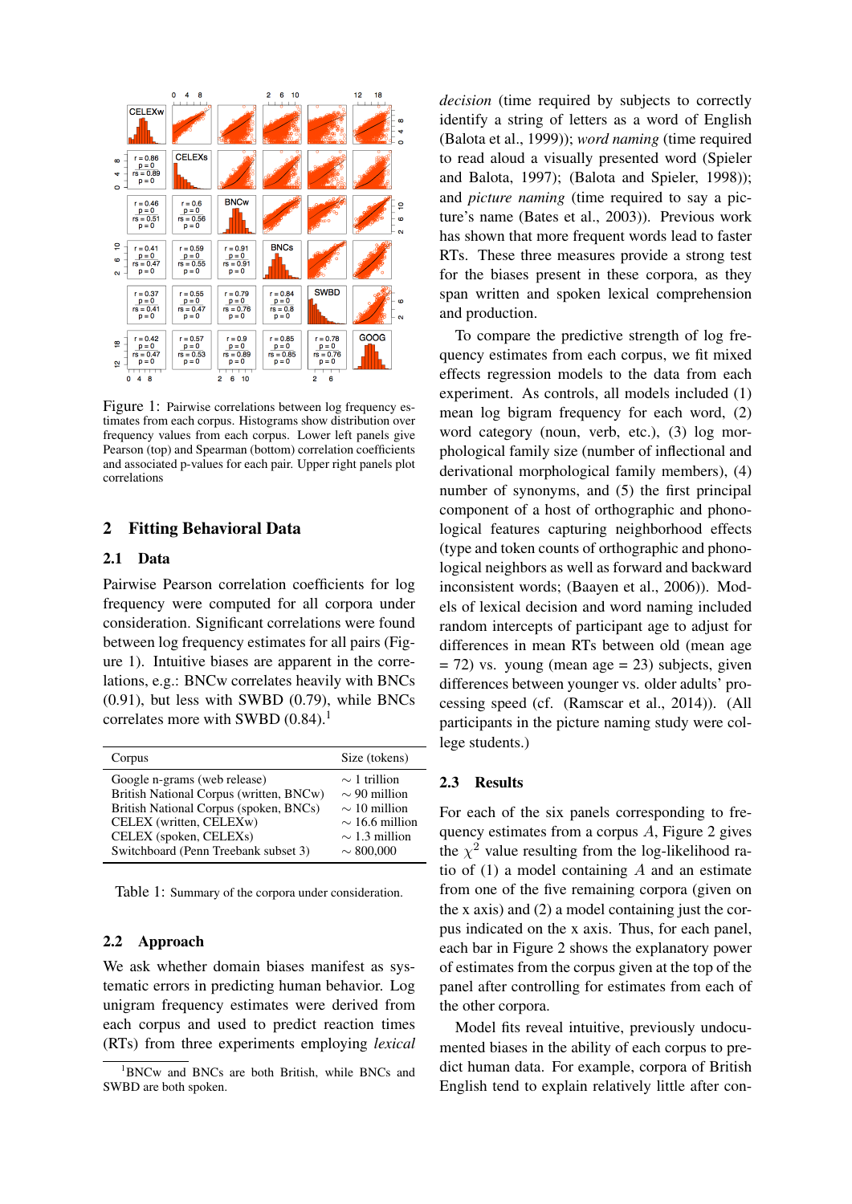Figure 1: Pairwise correlations between log frequency estimates from each corpus. Histograms show distribution over frequency values from each corpus. Lower left panels give Pearson (top) and Spearman (bottom) correlation coefficients and associated p-values for each pair. Upper right panels plot correlations

## 2 Fitting Behavioral Data

### 2.1 Data

Pairwise Pearson correlation coefficients for log frequency were computed for all corpora under consideration. Significant correlations were found between log frequency estimates for all pairs (Figure 1). Intuitive biases are apparent in the correlations, e.g.: BNCw correlates heavily with BNCs (0.91), but less with SWBD (0.79), while BNCs correlates more with SWBD (0.84).[1]

| Corpus | Size (tokens) |
|---|---|
| Google n-grams (web release) | ∼ 1 trillion |
| British National Corpus (written, BNCw) | ∼ 90 million |
| British National Corpus (spoken, BNCs) | ∼ 10 million |
| CELEX (written, CELEXw) | ∼ 16.6 million |
| CELEX (spoken, CELEXs) | ∼ 1.3 million |
| Switchboard (Penn Treebank subset 3) | ∼ 800,000 |

Table 1: Summary of the corpora under consideration.

### 2.2 Approach

We ask whether domain biases manifest as systematic errors in predicting human behavior. Log unigram frequency estimates were derived from each corpus and used to predict reaction times (RTs) from three experiments employing *lexical decision* (time required by subjects to correctly identify a string of letters as a word of English (Balota et al., 1999)); *word naming* (time required to read aloud a visually presented word (Spieler and Balota, 1997); (Balota and Spieler, 1998)); and *picture naming* (time required to say a picture's name (Bates et al., 2003)). Previous work has shown that more frequent words lead to faster RTs. These three measures provide a strong test for the biases present in these corpora, as they span written and spoken lexical comprehension and production.

To compare the predictive strength of log frequency estimates from each corpus, we fit mixed effects regression models to the data from each experiment. As controls, all models included (1) mean log bigram frequency for each word, (2) word category (noun, verb, etc.), (3) log morphological family size (number of inflectional and derivational morphological family members), (4) number of synonyms, and (5) the first principal component of a host of orthographic and phonological features capturing neighborhood effects (type and token counts of orthographic and phonological neighbors as well as forward and backward inconsistent words; (Baayen et al., 2006)). Models of lexical decision and word naming included random intercepts of participant age to adjust for differences in mean RTs between old (mean age = 72) vs. young (mean age = 23) subjects, given differences between younger vs. older adults' processing speed (cf. (Ramscar et al., 2014)). (All participants in the picture naming study were college students.)

### 2.3 Results

For each of the six panels corresponding to frequency estimates from a corpus $A$, Figure 2 gives the $\chi^2$ value resulting from the log-likelihood ratio of (1) a model containing $A$ and an estimate from one of the five remaining corpora (given on the x axis) and (2) a model containing just the corpus indicated on the x axis. Thus, for each panel, each bar in Figure 2 shows the explanatory power of estimates from the corpus given at the top of the panel after controlling for estimates from each of the other corpora.

Model fits reveal intuitive, previously undocumented biases in the ability of each corpus to predict human data. For example, corpora of British English tend to explain relatively little after con-

[1] BNCw and BNCs are both British, while BNCs and SWBD are both spoken.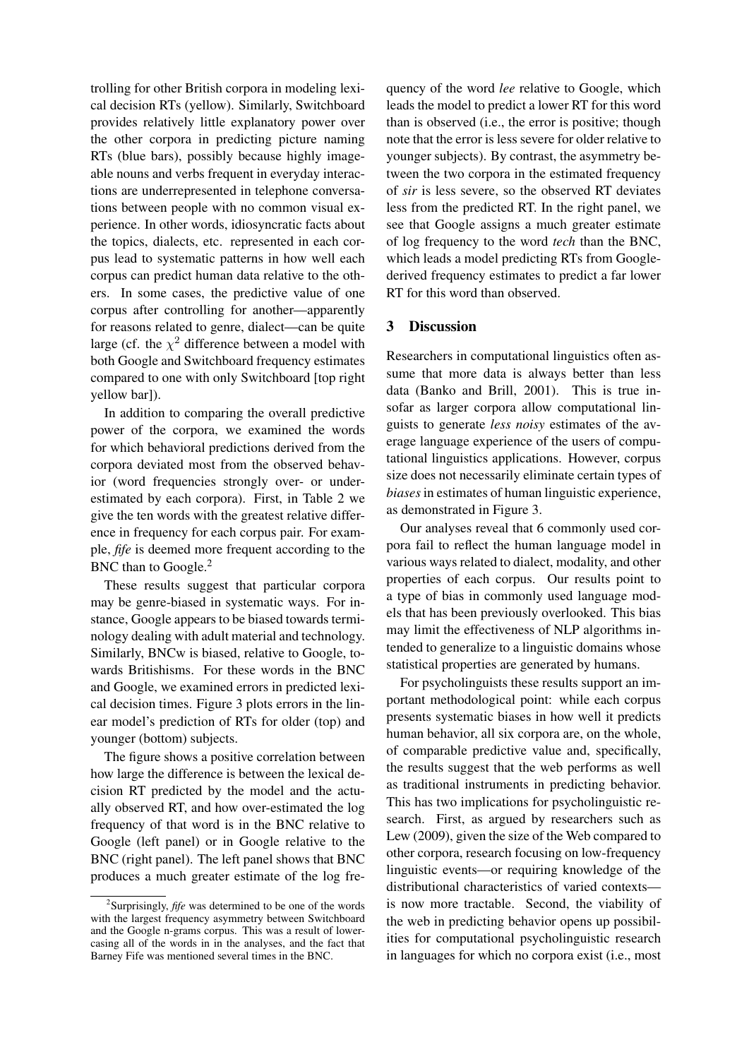trolling for other British corpora in modeling lexical decision RTs (yellow). Similarly, Switchboard provides relatively little explanatory power over the other corpora in predicting picture naming RTs (blue bars), possibly because highly imageable nouns and verbs frequent in everyday interactions are underrepresented in telephone conversations between people with no common visual experience. In other words, idiosyncratic facts about the topics, dialects, etc. represented in each corpus lead to systematic patterns in how well each corpus can predict human data relative to the others. In some cases, the predictive value of one corpus after controlling for another—apparently for reasons related to genre, dialect—can be quite large (cf. the $\chi^2$ difference between a model with both Google and Switchboard frequency estimates compared to one with only Switchboard [top right yellow bar]).

In addition to comparing the overall predictive power of the corpora, we examined the words for which behavioral predictions derived from the corpora deviated most from the observed behavior (word frequencies strongly over- or underestimated by each corpora). First, in Table 2 we give the ten words with the greatest relative difference in frequency for each corpus pair. For example, *fife* is deemed more frequent according to the BNC than to Google.[2]

These results suggest that particular corpora may be genre-biased in systematic ways. For instance, Google appears to be biased towards terminology dealing with adult material and technology. Similarly, BNCw is biased, relative to Google, towards Britishisms. For these words in the BNC and Google, we examined errors in predicted lexical decision times. Figure 3 plots errors in the linear model's prediction of RTs for older (top) and younger (bottom) subjects.

The figure shows a positive correlation between how large the difference is between the lexical decision RT predicted by the model and the actually observed RT, and how over-estimated the log frequency of that word is in the BNC relative to Google (left panel) or in Google relative to the BNC (right panel). The left panel shows that BNC produces a much greater estimate of the log frequency of the word *lee* relative to Google, which leads the model to predict a lower RT for this word than is observed (i.e., the error is positive; though note that the error is less severe for older relative to younger subjects). By contrast, the asymmetry between the two corpora in the estimated frequency of *sir* is less severe, so the observed RT deviates less from the predicted RT. In the right panel, we see that Google assigns a much greater estimate of log frequency to the word *tech* than the BNC, which leads a model predicting RTs from Google-derived frequency estimates to predict a far lower RT for this word than observed.

## 3 Discussion

Researchers in computational linguistics often assume that more data is always better than less data (Banko and Brill, 2001). This is true insofar as larger corpora allow computational linguists to generate *less noisy* estimates of the average language experience of the users of computational linguistics applications. However, corpus size does not necessarily eliminate certain types of *biases* in estimates of human linguistic experience, as demonstrated in Figure 3.

Our analyses reveal that 6 commonly used corpora fail to reflect the human language model in various ways related to dialect, modality, and other properties of each corpus. Our results point to a type of bias in commonly used language models that has been previously overlooked. This bias may limit the effectiveness of NLP algorithms intended to generalize to a linguistic domains whose statistical properties are generated by humans.

For psycholinguists these results support an important methodological point: while each corpus presents systematic biases in how well it predicts human behavior, all six corpora are, on the whole, of comparable predictive value and, specifically, the results suggest that the web performs as well as traditional instruments in predicting behavior. This has two implications for psycholinguistic research. First, as argued by researchers such as Lew (2009), given the size of the Web compared to other corpora, research focusing on low-frequency linguistic events—or requiring knowledge of the distributional characteristics of varied contexts—is now more tractable. Second, the viability of the web in predicting behavior opens up possibilities for computational psycholinguistic research in languages for which no corpora exist (i.e., most

[2] Surprisingly, *fife* was determined to be one of the words with the largest frequency asymmetry between Switchboard and the Google n-grams corpus. This was a result of lowercasing all of the words in in the analyses, and the fact that Barney Fife was mentioned several times in the BNC.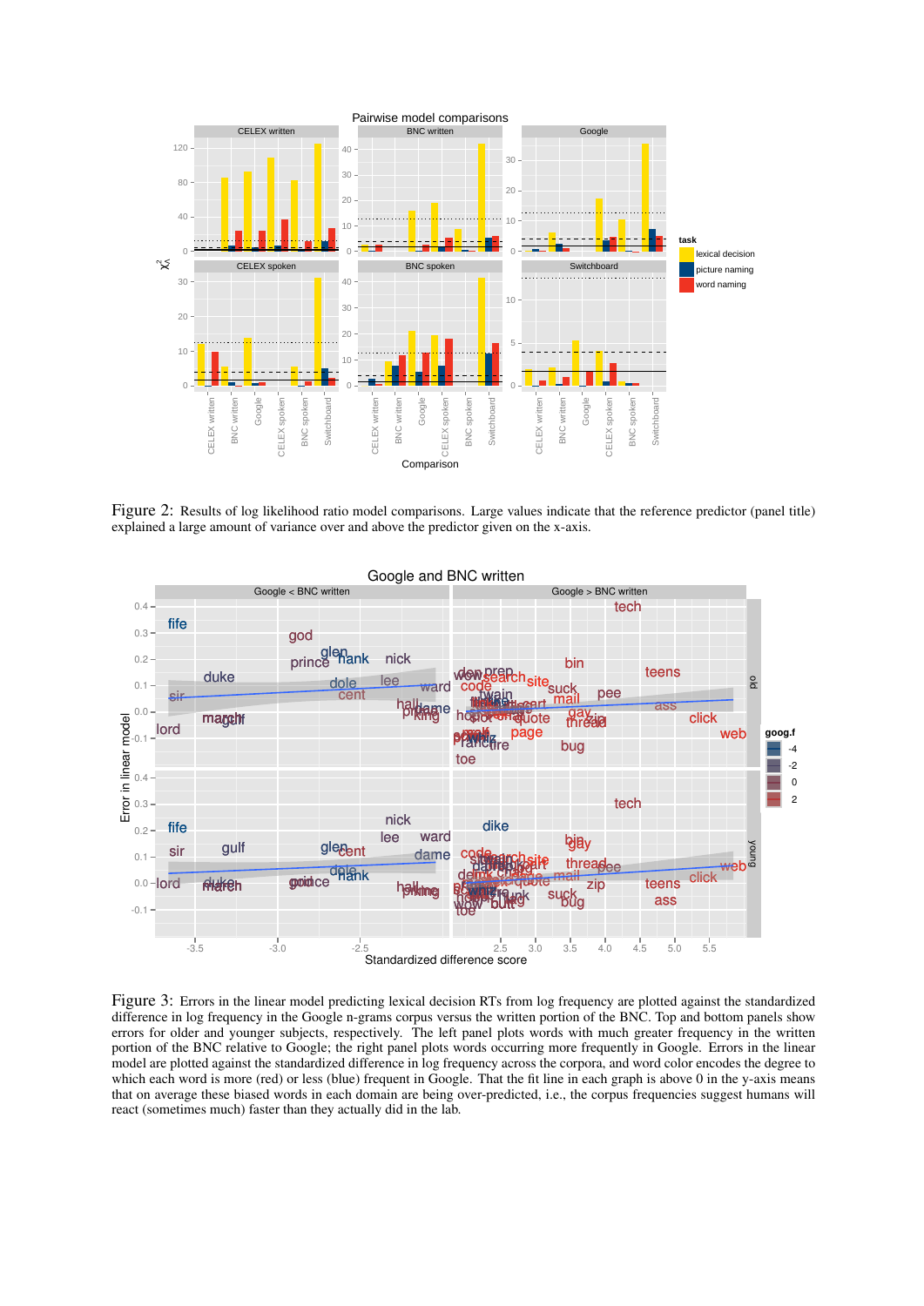Figure 2: Results of log likelihood ratio model comparisons. Large values indicate that the reference predictor (panel title) explained a large amount of variance over and above the predictor given on the x-axis.

Figure 3: Errors in the linear model predicting lexical decision RTs from log frequency are plotted against the standardized difference in log frequency in the Google n-grams corpus versus the written portion of the BNC. Top and bottom panels show errors for older and younger subjects, respectively. The left panel plots words with much greater frequency in the written portion of the BNC relative to Google; the right panel plots words occurring more frequently in Google. Errors in the linear model are plotted against the standardized difference in log frequency across the corpora, and word color encodes the degree to which each word is more (red) or less (blue) frequent in Google. That the fit line in each graph is above 0 in the y-axis means that on average these biased words in each domain are being over-predicted, i.e., the corpus frequencies suggest humans will react (sometimes much) faster than they actually did in the lab.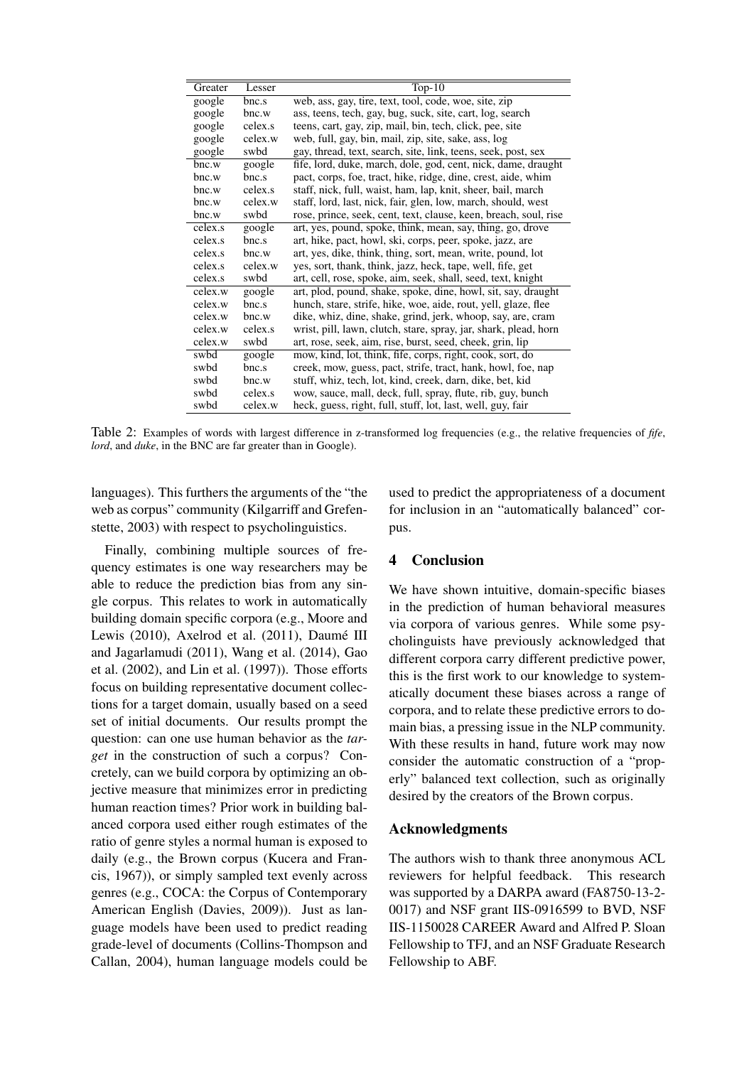| Greater | Lesser | Top-10 |
|---|---|---|
| google | bnc.s | web, ass, gay, tire, text, tool, code, woe, site, zip |
| google | bnc.w | ass, teens, tech, gay, bug, suck, site, cart, log, search |
| google | celex.s | teens, cart, gay, zip, mail, bin, tech, click, pee, site |
| google | celex.w | web, full, gay, bin, mail, zip, site, sake, ass, log |
| google | swbd | gay, thread, text, search, site, link, teens, seek, post, sex |
| bnc.w | google | fife, lord, duke, march, dole, god, cent, nick, dame, draught |
| bnc.w | bnc.s | pact, corps, foe, tract, hike, ridge, dine, crest, aide, whim |
| bnc.w | celex.s | staff, nick, full, waist, ham, lap, knit, sheer, bail, march |
| bnc.w | celex.w | staff, lord, last, nick, fair, glen, low, march, should, west |
| bnc.w | swbd | rose, prince, seek, cent, text, clause, keen, breach, soul, rise |
| celex.s | google | art, yes, pound, spoke, think, mean, say, thing, go, drove |
| celex.s | bnc.s | art, hike, pact, howl, ski, corps, peer, spoke, jazz, are |
| celex.s | bnc.w | art, yes, dike, think, thing, sort, mean, write, pound, lot |
| celex.s | celex.w | yes, sort, thank, think, jazz, heck, tape, well, fife, get |
| celex.s | swbd | art, cell, rose, spoke, aim, seek, shall, seed, text, knight |
| celex.w | google | art, plod, pound, shake, spoke, dine, howl, sit, say, draught |
| celex.w | bnc.s | hunch, stare, strife, hike, woe, aide, rout, yell, glaze, flee |
| celex.w | bnc.w | dike, whiz, dine, shake, grind, jerk, whoop, say, are, cram |
| celex.w | celex.s | wrist, pill, lawn, clutch, stare, spray, jar, shark, plead, horn |
| celex.w | swbd | art, rose, seek, aim, rise, burst, seed, cheek, grin, lip |
| swbd | google | mow, kind, lot, think, fife, corps, right, cook, sort, do |
| swbd | bnc.s | creek, mow, guess, pact, strife, tract, hank, howl, foe, nap |
| swbd | bnc.w | stuff, whiz, tech, lot, kind, creek, darn, dike, bet, kid |
| swbd | celex.s | wow, sauce, mall, deck, full, spray, flute, rib, guy, bunch |
| swbd | celex.w | heck, guess, right, full, stuff, lot, last, well, guy, fair |

Table 2: Examples of words with largest difference in z-transformed log frequencies (e.g., the relative frequencies of *fife*, *lord*, and *duke*, in the BNC are far greater than in Google).

languages). This furthers the arguments of the "the web as corpus" community (Kilgarriff and Grefenstette, 2003) with respect to psycholinguistics.

Finally, combining multiple sources of frequency estimates is one way researchers may be able to reduce the prediction bias from any single corpus. This relates to work in automatically building domain specific corpora (e.g., Moore and Lewis (2010), Axelrod et al. (2011), Daumé III and Jagarlamudi (2011), Wang et al. (2014), Gao et al. (2002), and Lin et al. (1997)). Those efforts focus on building representative document collections for a target domain, usually based on a seed set of initial documents. Our results prompt the question: can one use human behavior as the *target* in the construction of such a corpus? Concretely, can we build corpora by optimizing an objective measure that minimizes error in predicting human reaction times? Prior work in building balanced corpora used either rough estimates of the ratio of genre styles a normal human is exposed to daily (e.g., the Brown corpus (Kucera and Francis, 1967)), or simply sampled text evenly across genres (e.g., COCA: the Corpus of Contemporary American English (Davies, 2009)). Just as language models have been used to predict reading grade-level of documents (Collins-Thompson and Callan, 2004), human language models could be used to predict the appropriateness of a document for inclusion in an "automatically balanced" corpus.

## 4 Conclusion

We have shown intuitive, domain-specific biases in the prediction of human behavioral measures via corpora of various genres. While some psycholinguists have previously acknowledged that different corpora carry different predictive power, this is the first work to our knowledge to systematically document these biases across a range of corpora, and to relate these predictive errors to domain bias, a pressing issue in the NLP community. With these results in hand, future work may now consider the automatic construction of a "properly" balanced text collection, such as originally desired by the creators of the Brown corpus.

## Acknowledgments

The authors wish to thank three anonymous ACL reviewers for helpful feedback. This research was supported by a DARPA award (FA8750-13-2-0017) and NSF grant IIS-0916599 to BVD, NSF IIS-1150028 CAREER Award and Alfred P. Sloan Fellowship to TFJ, and an NSF Graduate Research Fellowship to ABF.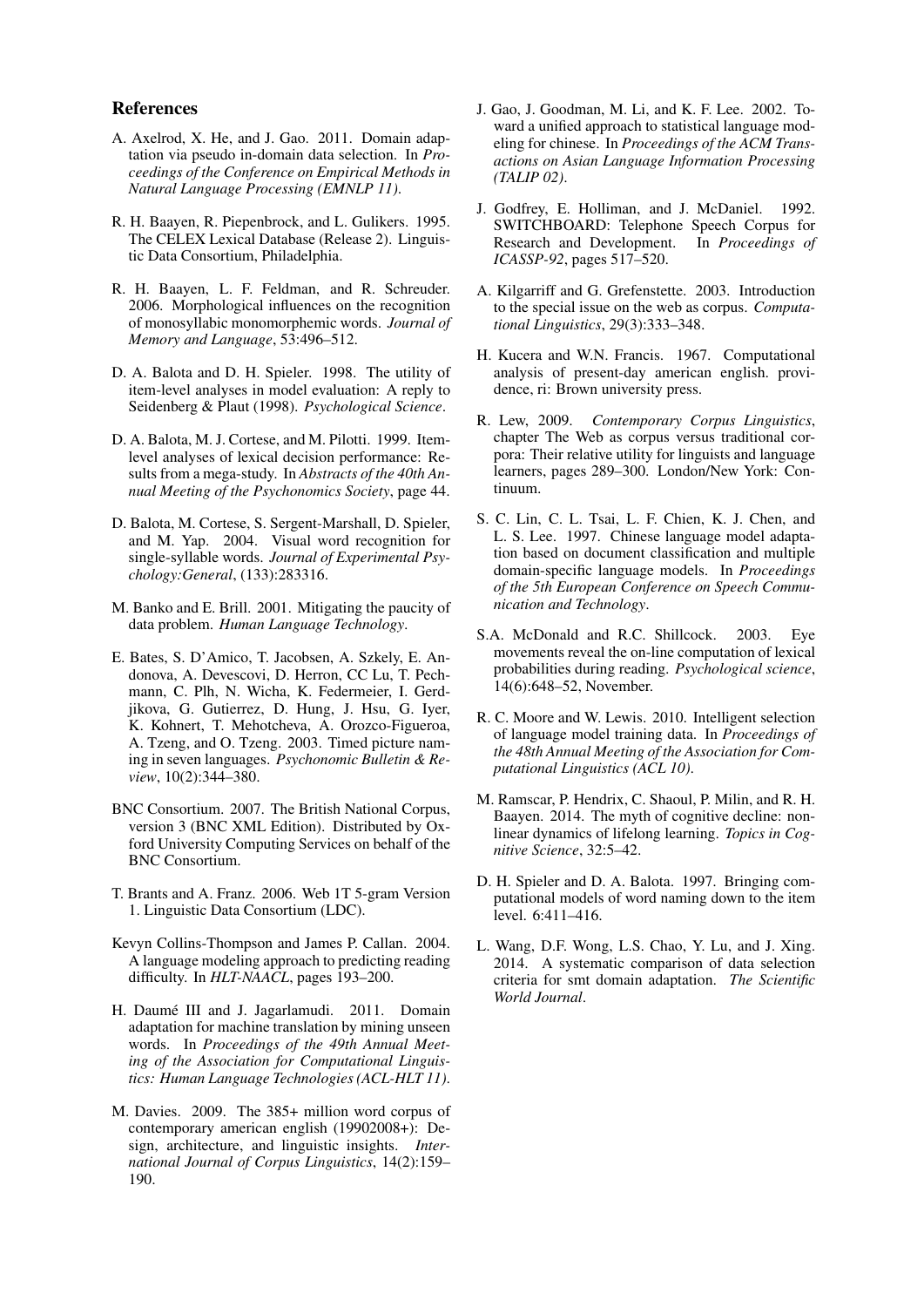## References

A. Axelrod, X. He, and J. Gao. 2011. Domain adaptation via pseudo in-domain data selection. In *Proceedings of the Conference on Empirical Methods in Natural Language Processing (EMNLP 11)*.

R. H. Baayen, R. Piepenbrock, and L. Gulikers. 1995. The CELEX Lexical Database (Release 2). Linguistic Data Consortium, Philadelphia.

R. H. Baayen, L. F. Feldman, and R. Schreuder. 2006. Morphological influences on the recognition of monosyllabic monomorphemic words. *Journal of Memory and Language*, 53:496–512.

D. A. Balota and D. H. Spieler. 1998. The utility of item-level analyses in model evaluation: A reply to Seidenberg & Plaut (1998). *Psychological Science*.

D. A. Balota, M. J. Cortese, and M. Pilotti. 1999. Item-level analyses of lexical decision performance: Results from a mega-study. In *Abstracts of the 40th Annual Meeting of the Psychonomics Society*, page 44.

D. Balota, M. Cortese, S. Sergent-Marshall, D. Spieler, and M. Yap. 2004. Visual word recognition for single-syllable words. *Journal of Experimental Psychology:General*, (133):283316.

M. Banko and E. Brill. 2001. Mitigating the paucity of data problem. *Human Language Technology*.

E. Bates, S. D'Amico, T. Jacobsen, A. Szkely, E. Andonova, A. Devescovi, D. Herron, CC Lu, T. Pechmann, C. Plh, N. Wicha, K. Federmeier, I. Gerdjikova, G. Gutierrez, D. Hung, J. Hsu, G. Iyer, K. Kohnert, T. Mehotcheva, A. Orozco-Figueroa, A. Tzeng, and O. Tzeng. 2003. Timed picture naming in seven languages. *Psychonomic Bulletin & Review*, 10(2):344–380.

BNC Consortium. 2007. The British National Corpus, version 3 (BNC XML Edition). Distributed by Oxford University Computing Services on behalf of the BNC Consortium.

T. Brants and A. Franz. 2006. Web 1T 5-gram Version 1. Linguistic Data Consortium (LDC).

Kevyn Collins-Thompson and James P. Callan. 2004. A language modeling approach to predicting reading difficulty. In *HLT-NAACL*, pages 193–200.

H. Daumé III and J. Jagarlamudi. 2011. Domain adaptation for machine translation by mining unseen words. In *Proceedings of the 49th Annual Meeting of the Association for Computational Linguistics: Human Language Technologies (ACL-HLT 11)*.

M. Davies. 2009. The 385+ million word corpus of contemporary american english (19902008+): Design, architecture, and linguistic insights. *International Journal of Corpus Linguistics*, 14(2):159–190.

J. Gao, J. Goodman, M. Li, and K. F. Lee. 2002. Toward a unified approach to statistical language modeling for chinese. In *Proceedings of the ACM Transactions on Asian Language Information Processing (TALIP 02)*.

J. Godfrey, E. Holliman, and J. McDaniel. 1992. SWITCHBOARD: Telephone Speech Corpus for Research and Development. In *Proceedings of ICASSP-92*, pages 517–520.

A. Kilgarriff and G. Grefenstette. 2003. Introduction to the special issue on the web as corpus. *Computational Linguistics*, 29(3):333–348.

H. Kucera and W.N. Francis. 1967. Computational analysis of present-day american english. providence, ri: Brown university press.

R. Lew, 2009. *Contemporary Corpus Linguistics*, chapter The Web as corpus versus traditional corpora: Their relative utility for linguists and language learners, pages 289–300. London/New York: Continuum.

S. C. Lin, C. L. Tsai, L. F. Chien, K. J. Chen, and L. S. Lee. 1997. Chinese language model adaptation based on document classification and multiple domain-specific language models. In *Proceedings of the 5th European Conference on Speech Communication and Technology*.

S.A. McDonald and R.C. Shillcock. 2003. Eye movements reveal the on-line computation of lexical probabilities during reading. *Psychological science*, 14(6):648–52, November.

R. C. Moore and W. Lewis. 2010. Intelligent selection of language model training data. In *Proceedings of the 48th Annual Meeting of the Association for Computational Linguistics (ACL 10)*.

M. Ramscar, P. Hendrix, C. Shaoul, P. Milin, and R. H. Baayen. 2014. The myth of cognitive decline: nonlinear dynamics of lifelong learning. *Topics in Cognitive Science*, 32:5–42.

D. H. Spieler and D. A. Balota. 1997. Bringing computational models of word naming down to the item level. 6:411–416.

L. Wang, D.F. Wong, L.S. Chao, Y. Lu, and J. Xing. 2014. A systematic comparison of data selection criteria for smt domain adaptation. *The Scientific World Journal*.